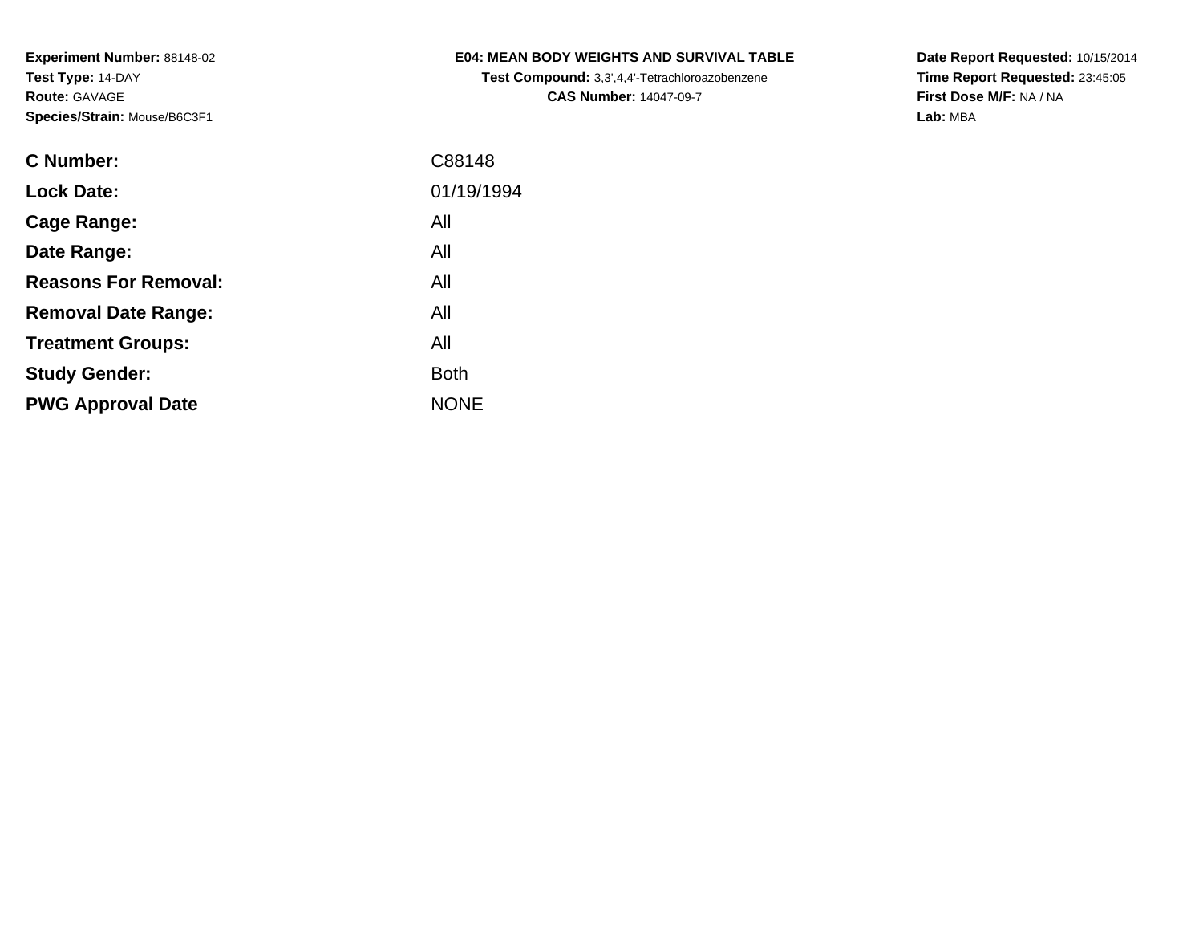**Experiment Number:** 88148-02
**Test Type:** 14-DAY
**Route:** GAVAGE
**Species/Strain:** Mouse/B6C3F1

**E04: MEAN BODY WEIGHTS AND SURVIVAL TABLE**
**Test Compound:** 3,3',4,4'-Tetrachloroazobenzene
**CAS Number:** 14047-09-7

**Date Report Requested:** 10/15/2014
**Time Report Requested:** 23:45:05
**First Dose M/F:** NA / NA
**Lab:** MBA

| | |
|---|---|
| **C Number:** | C88148 |
| **Lock Date:** | 01/19/1994 |
| **Cage Range:** | All |
| **Date Range:** | All |
| **Reasons For Removal:** | All |
| **Removal Date Range:** | All |
| **Treatment Groups:** | All |
| **Study Gender:** | Both |
| **PWG Approval Date** | NONE |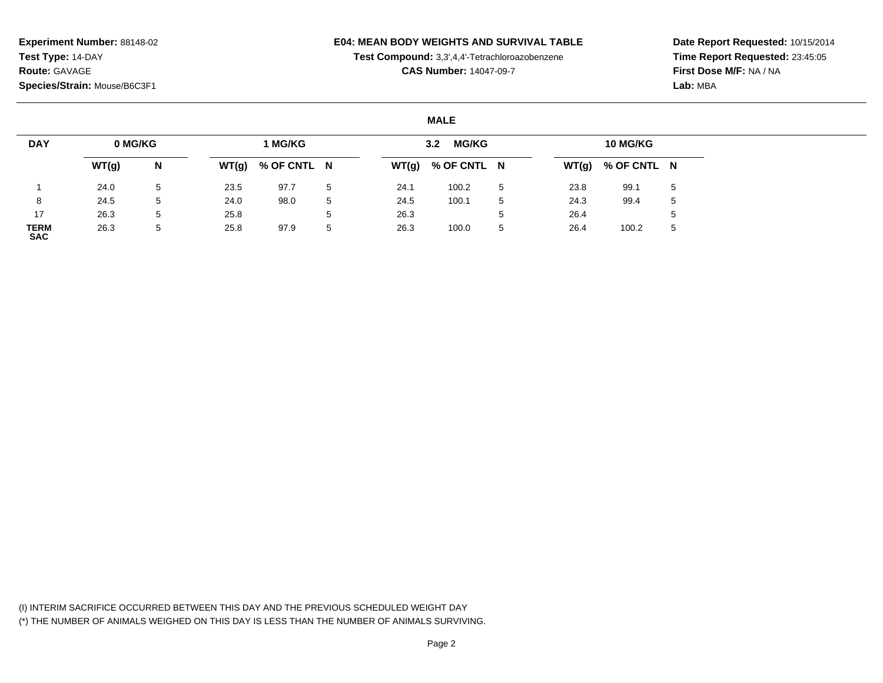**Experiment Number:** 88148-02
**Test Type:** 14-DAY
**Route:** GAVAGE
**Species/Strain:** Mouse/B6C3F1

# E04: MEAN BODY WEIGHTS AND SURVIVAL TABLE

**Test Compound:** 3,3',4,4'-Tetrachloroazobenzene
**CAS Number:** 14047-09-7

**Date Report Requested:** 10/15/2014
**Time Report Requested:** 23:45:05
**First Dose M/F:** NA / NA
**Lab:** MBA

## MALE

| DAY | 0 MG/KG | | 1 MG/KG | | | 3.2 MG/KG | | | 10 MG/KG | | |
|---|---|---|---|---|---|---|---|---|---|---|---|
| | WT(g) | N | WT(g) | % OF CNTL | N | WT(g) | % OF CNTL | N | WT(g) | % OF CNTL | N |
| 1 | 24.0 | 5 | 23.5 | 97.7 | 5 | 24.1 | 100.2 | 5 | 23.8 | 99.1 | 5 |
| 8 | 24.5 | 5 | 24.0 | 98.0 | 5 | 24.5 | 100.1 | 5 | 24.3 | 99.4 | 5 |
| 17 | 26.3 | 5 | 25.8 | | 5 | 26.3 | | 5 | 26.4 | | 5 |
| TERM SAC | 26.3 | 5 | 25.8 | 97.9 | 5 | 26.3 | 100.0 | 5 | 26.4 | 100.2 | 5 |

(I) INTERIM SACRIFICE OCCURRED BETWEEN THIS DAY AND THE PREVIOUS SCHEDULED WEIGHT DAY
(*) THE NUMBER OF ANIMALS WEIGHED ON THIS DAY IS LESS THAN THE NUMBER OF ANIMALS SURVIVING.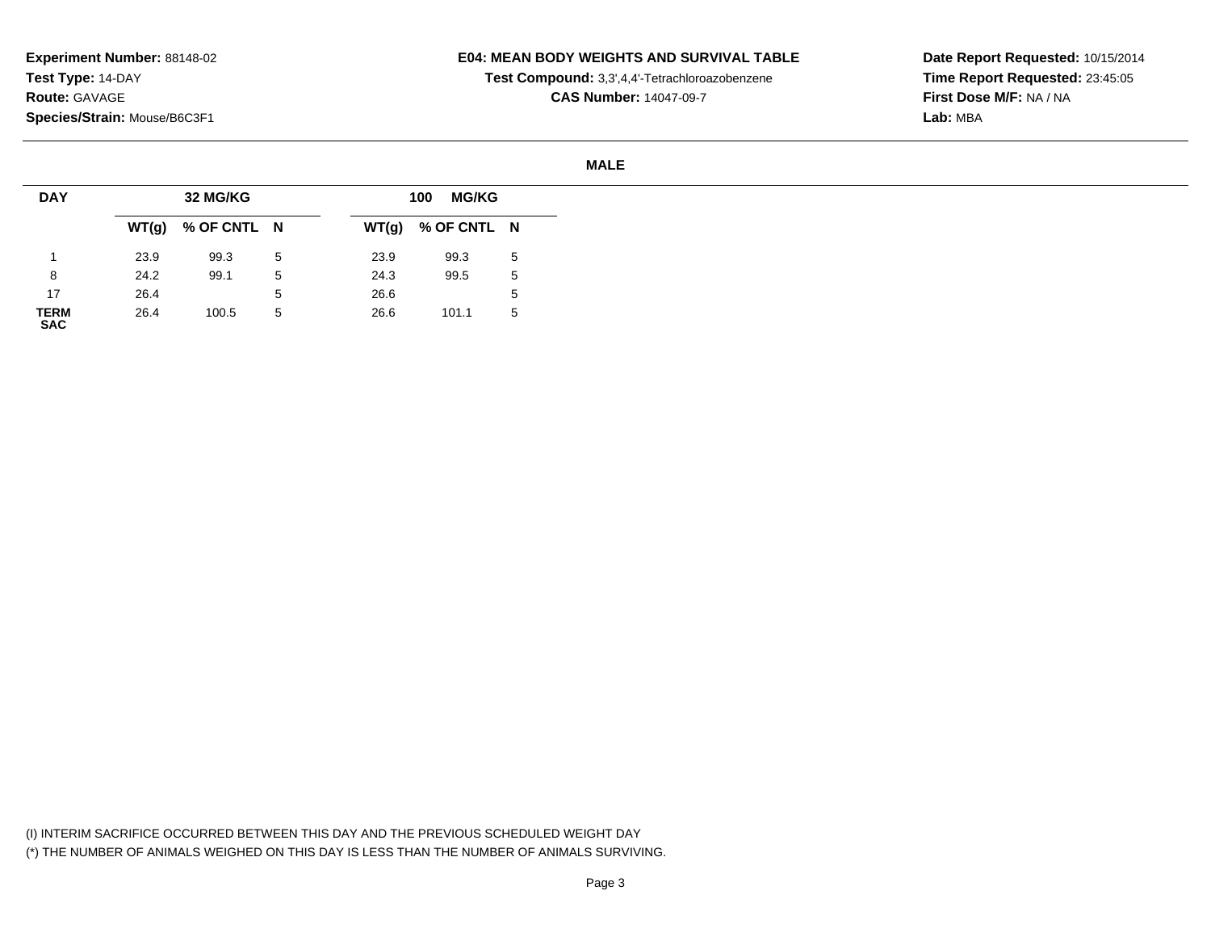**Experiment Number:** 88148-02
**Test Type:** 14-DAY
**Route:** GAVAGE
**Species/Strain:** Mouse/B6C3F1

**E04: MEAN BODY WEIGHTS AND SURVIVAL TABLE**
**Test Compound:** 3,3',4,4'-Tetrachloroazobenzene
**CAS Number:** 14047-09-7

**Date Report Requested:** 10/15/2014
**Time Report Requested:** 23:45:05
**First Dose M/F:** NA / NA
**Lab:** MBA

**MALE**

| DAY | 32 MG/KG | | | 100 MG/KG | | |
|---|---|---|---|---|---|---|
| | WT(g) | % OF CNTL | N | WT(g) | % OF CNTL | N |
| 1 | 23.9 | 99.3 | 5 | 23.9 | 99.3 | 5 |
| 8 | 24.2 | 99.1 | 5 | 24.3 | 99.5 | 5 |
| 17 | 26.4 | | 5 | 26.6 | | 5 |
| TERM SAC | 26.4 | 100.5 | 5 | 26.6 | 101.1 | 5 |

(I) INTERIM SACRIFICE OCCURRED BETWEEN THIS DAY AND THE PREVIOUS SCHEDULED WEIGHT DAY
(*) THE NUMBER OF ANIMALS WEIGHED ON THIS DAY IS LESS THAN THE NUMBER OF ANIMALS SURVIVING.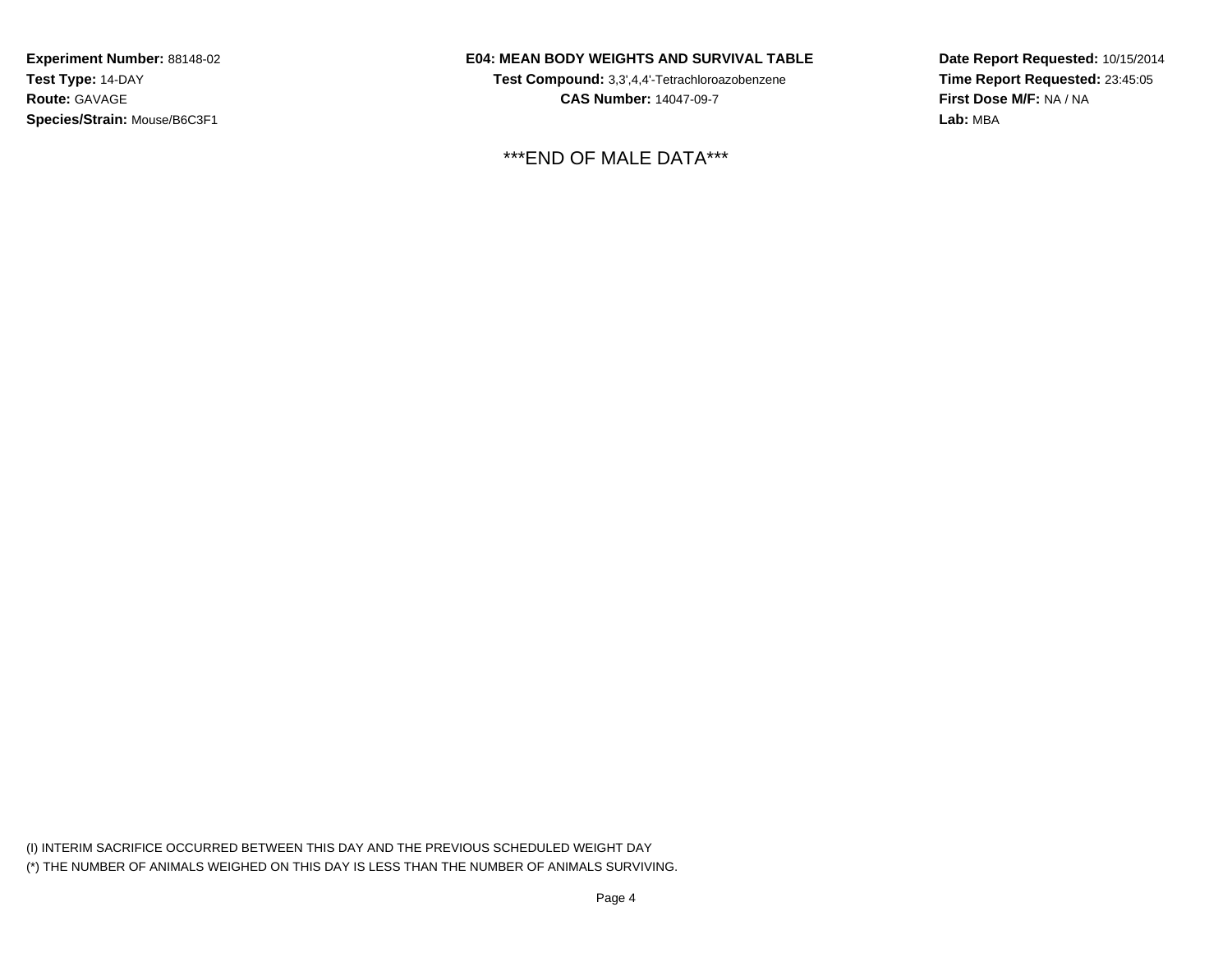**Experiment Number:** 88148-02
**Test Type:** 14-DAY
**Route:** GAVAGE
**Species/Strain:** Mouse/B6C3F1

**E04: MEAN BODY WEIGHTS AND SURVIVAL TABLE**
**Test Compound:** 3,3',4,4'-Tetrachloroazobenzene
**CAS Number:** 14047-09-7

**Date Report Requested:** 10/15/2014
**Time Report Requested:** 23:45:05
**First Dose M/F:** NA / NA
**Lab:** MBA

***END OF MALE DATA***

(I) INTERIM SACRIFICE OCCURRED BETWEEN THIS DAY AND THE PREVIOUS SCHEDULED WEIGHT DAY
(*) THE NUMBER OF ANIMALS WEIGHED ON THIS DAY IS LESS THAN THE NUMBER OF ANIMALS SURVIVING.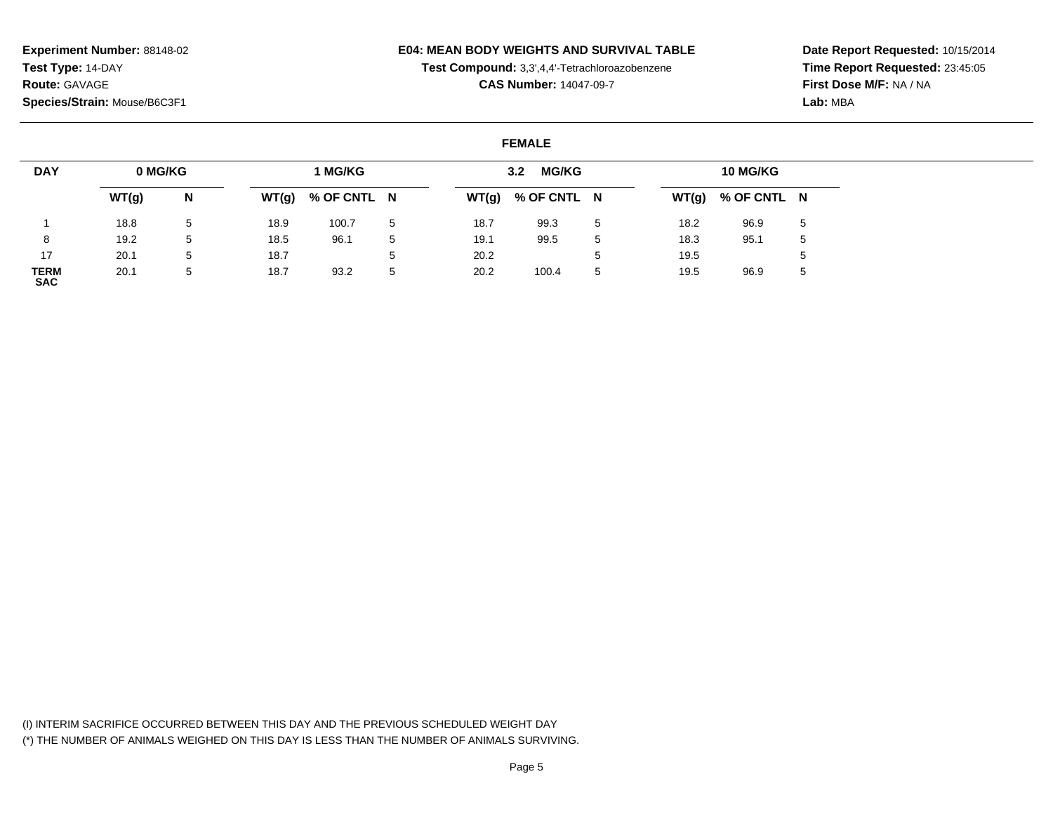**Experiment Number:** 88148-02
**Test Type:** 14-DAY
**Route:** GAVAGE
**Species/Strain:** Mouse/B6C3F1

**E04: MEAN BODY WEIGHTS AND SURVIVAL TABLE**
**Test Compound:** 3,3',4,4'-Tetrachloroazobenzene
**CAS Number:** 14047-09-7

**Date Report Requested:** 10/15/2014
**Time Report Requested:** 23:45:05
**First Dose M/F:** NA / NA
**Lab:** MBA

**FEMALE**

| DAY | 0 MG/KG | | 1 MG/KG | | | 3.2 MG/KG | | | 10 MG/KG | | |
|---|---|---|---|---|---|---|---|---|---|---|---|
| | WT(g) | N | WT(g) | % OF CNTL | N | WT(g) | % OF CNTL | N | WT(g) | % OF CNTL | N |
| 1 | 18.8 | 5 | 18.9 | 100.7 | 5 | 18.7 | 99.3 | 5 | 18.2 | 96.9 | 5 |
| 8 | 19.2 | 5 | 18.5 | 96.1 | 5 | 19.1 | 99.5 | 5 | 18.3 | 95.1 | 5 |
| 17 | 20.1 | 5 | 18.7 | | 5 | 20.2 | | 5 | 19.5 | | 5 |
| TERM SAC | 20.1 | 5 | 18.7 | 93.2 | 5 | 20.2 | 100.4 | 5 | 19.5 | 96.9 | 5 |

(I) INTERIM SACRIFICE OCCURRED BETWEEN THIS DAY AND THE PREVIOUS SCHEDULED WEIGHT DAY
(*) THE NUMBER OF ANIMALS WEIGHED ON THIS DAY IS LESS THAN THE NUMBER OF ANIMALS SURVIVING.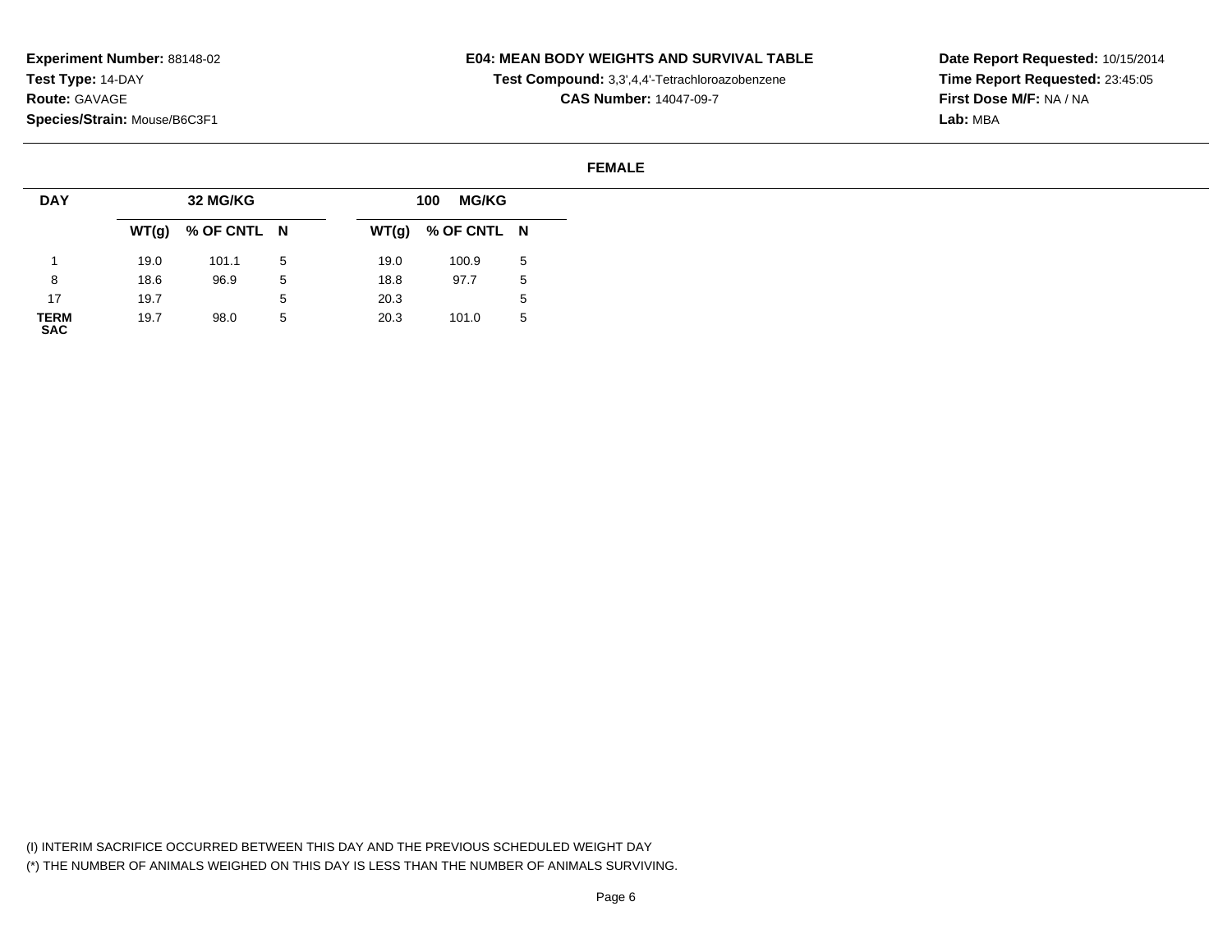**Experiment Number:** 88148-02
**Test Type:** 14-DAY
**Route:** GAVAGE
**Species/Strain:** Mouse/B6C3F1

**E04: MEAN BODY WEIGHTS AND SURVIVAL TABLE**
**Test Compound:** 3,3',4,4'-Tetrachloroazobenzene
**CAS Number:** 14047-09-7

**Date Report Requested:** 10/15/2014
**Time Report Requested:** 23:45:05
**First Dose M/F:** NA / NA
**Lab:** MBA

**FEMALE**

| DAY | 32 MG/KG | | | 100 MG/KG | | |
|---|---|---|---|---|---|---|
| | WT(g) | % OF CNTL | N | WT(g) | % OF CNTL | N |
| 1 | 19.0 | 101.1 | 5 | 19.0 | 100.9 | 5 |
| 8 | 18.6 | 96.9 | 5 | 18.8 | 97.7 | 5 |
| 17 | 19.7 | | 5 | 20.3 | | 5 |
| TERM SAC | 19.7 | 98.0 | 5 | 20.3 | 101.0 | 5 |

(I) INTERIM SACRIFICE OCCURRED BETWEEN THIS DAY AND THE PREVIOUS SCHEDULED WEIGHT DAY
(*) THE NUMBER OF ANIMALS WEIGHED ON THIS DAY IS LESS THAN THE NUMBER OF ANIMALS SURVIVING.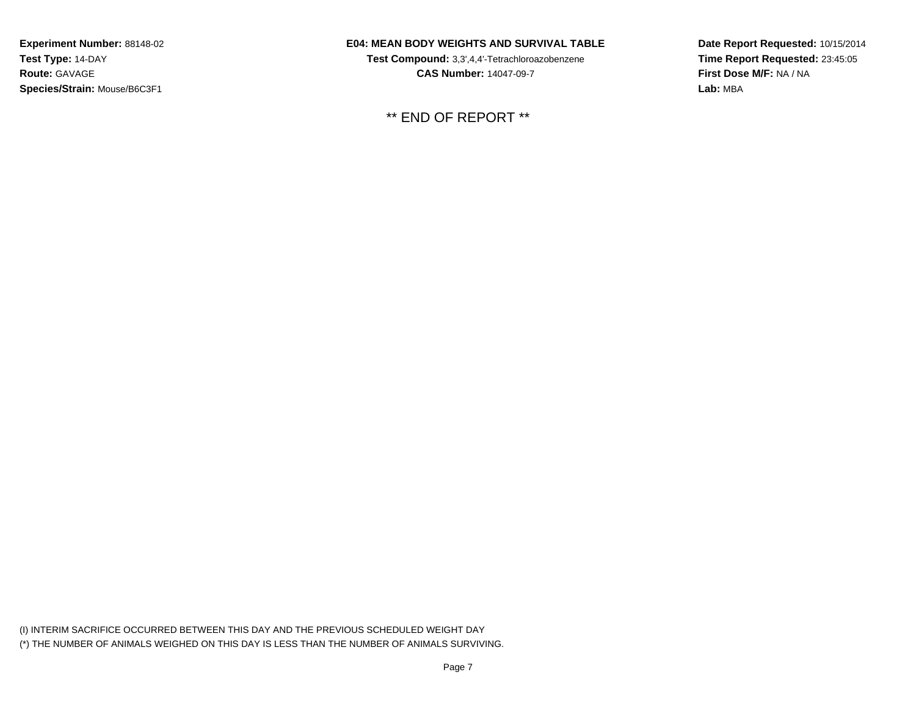**Experiment Number:** 88148-02
**Test Type:** 14-DAY
**Route:** GAVAGE
**Species/Strain:** Mouse/B6C3F1

**E04: MEAN BODY WEIGHTS AND SURVIVAL TABLE**
**Test Compound:** 3,3',4,4'-Tetrachloroazobenzene
**CAS Number:** 14047-09-7

**Date Report Requested:** 10/15/2014
**Time Report Requested:** 23:45:05
**First Dose M/F:** NA / NA
**Lab:** MBA

** END OF REPORT **

(I) INTERIM SACRIFICE OCCURRED BETWEEN THIS DAY AND THE PREVIOUS SCHEDULED WEIGHT DAY
(*) THE NUMBER OF ANIMALS WEIGHED ON THIS DAY IS LESS THAN THE NUMBER OF ANIMALS SURVIVING.